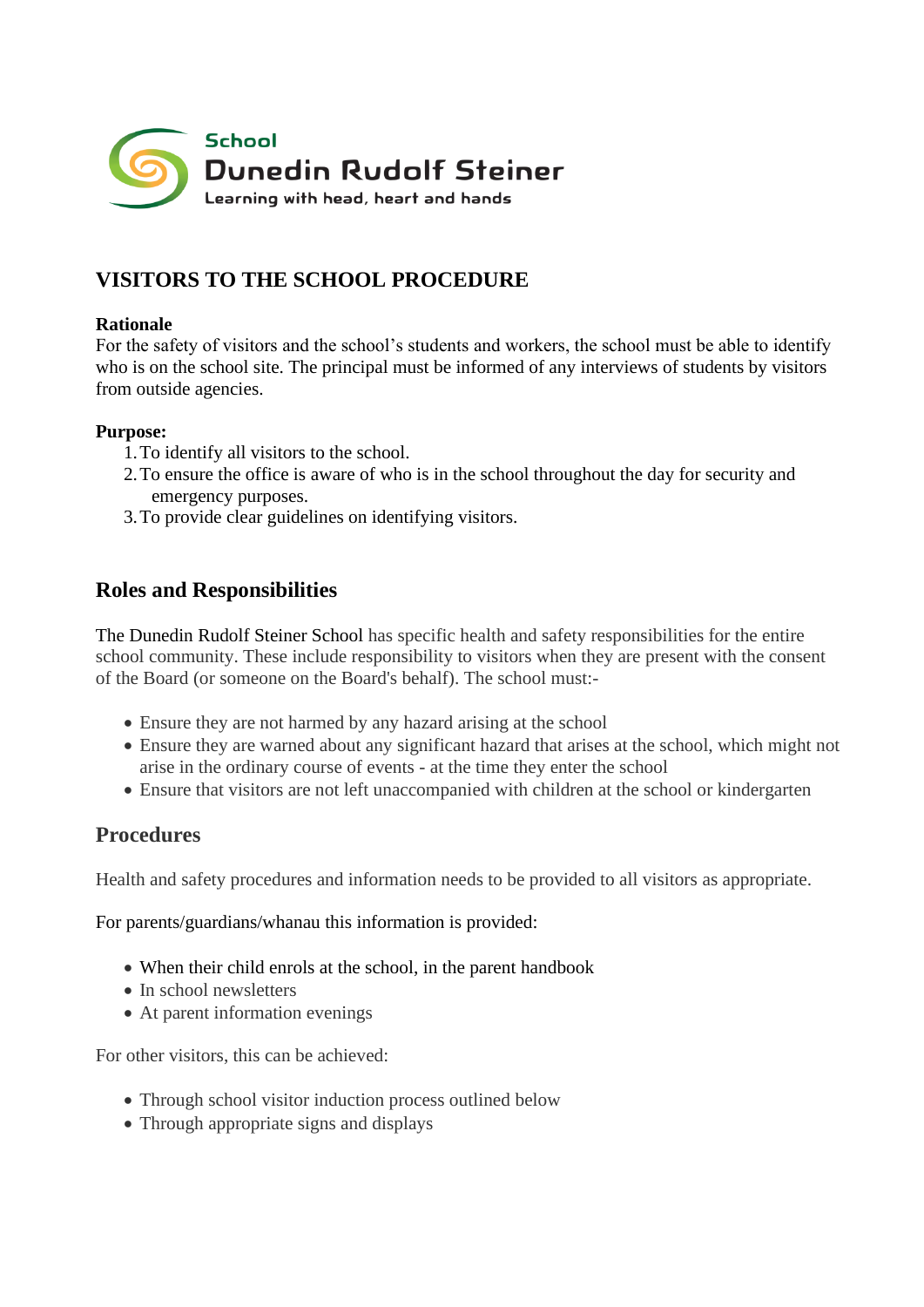School
Dunedin Rudolf Steiner
Learning with head, heart and hands

# VISITORS TO THE SCHOOL PROCEDURE

**Rationale**
For the safety of visitors and the school's students and workers, the school must be able to identify who is on the school site. The principal must be informed of any interviews of students by visitors from outside agencies.

**Purpose:**

1. To identify all visitors to the school.
2. To ensure the office is aware of who is in the school throughout the day for security and emergency purposes.
3. To provide clear guidelines on identifying visitors.

## Roles and Responsibilities

The Dunedin Rudolf Steiner School has specific health and safety responsibilities for the entire school community. These include responsibility to visitors when they are present with the consent of the Board (or someone on the Board's behalf). The school must:-

- Ensure they are not harmed by any hazard arising at the school
- Ensure they are warned about any significant hazard that arises at the school, which might not arise in the ordinary course of events - at the time they enter the school
- Ensure that visitors are not left unaccompanied with children at the school or kindergarten

## Procedures

Health and safety procedures and information needs to be provided to all visitors as appropriate.

For parents/guardians/whanau this information is provided:

- When their child enrols at the school, in the parent handbook
- In school newsletters
- At parent information evenings

For other visitors, this can be achieved:

- Through school visitor induction process outlined below
- Through appropriate signs and displays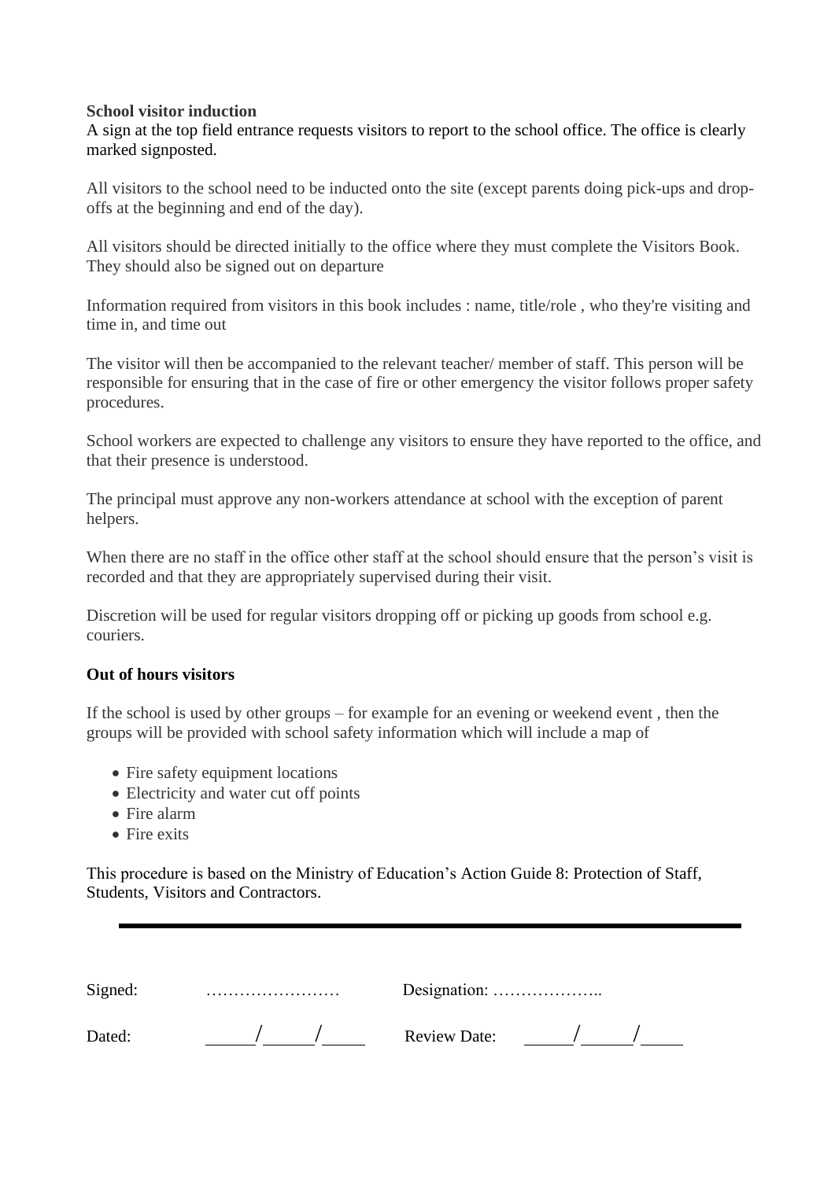**School visitor induction**

A sign at the top field entrance requests visitors to report to the school office. The office is clearly marked signposted.

All visitors to the school need to be inducted onto the site (except parents doing pick-ups and drop-offs at the beginning and end of the day).

All visitors should be directed initially to the office where they must complete the Visitors Book. They should also be signed out on departure

Information required from visitors in this book includes : name, title/role , who they're visiting and time in, and time out

The visitor will then be accompanied to the relevant teacher/ member of staff. This person will be responsible for ensuring that in the case of fire or other emergency the visitor follows proper safety procedures.

School workers are expected to challenge any visitors to ensure they have reported to the office, and that their presence is understood.

The principal must approve any non-workers attendance at school with the exception of parent helpers.

When there are no staff in the office other staff at the school should ensure that the person's visit is recorded and that they are appropriately supervised during their visit.

Discretion will be used for regular visitors dropping off or picking up goods from school e.g. couriers.

**Out of hours visitors**

If the school is used by other groups – for example for an evening or weekend event , then the groups will be provided with school safety information which will include a map of

- Fire safety equipment locations
- Electricity and water cut off points
- Fire alarm
- Fire exits

This procedure is based on the Ministry of Education's Action Guide 8: Protection of Staff, Students, Visitors and Contractors.

---

Signed: …………………… Designation: ………………..

Dated: ____/____/____ Review Date: ____/____/____